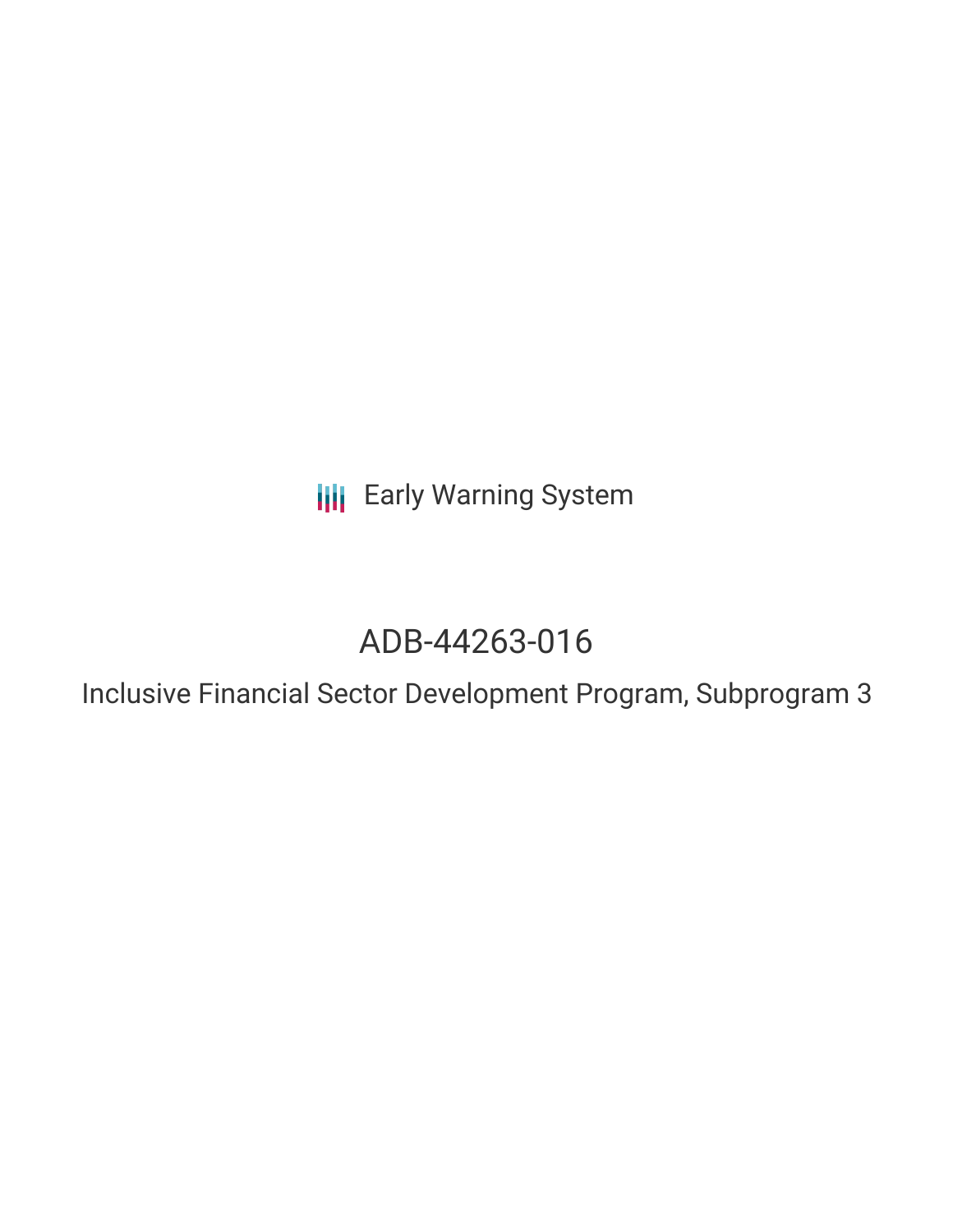Early Warning System

# ADB-44263-016

## Inclusive Financial Sector Development Program, Subprogram 3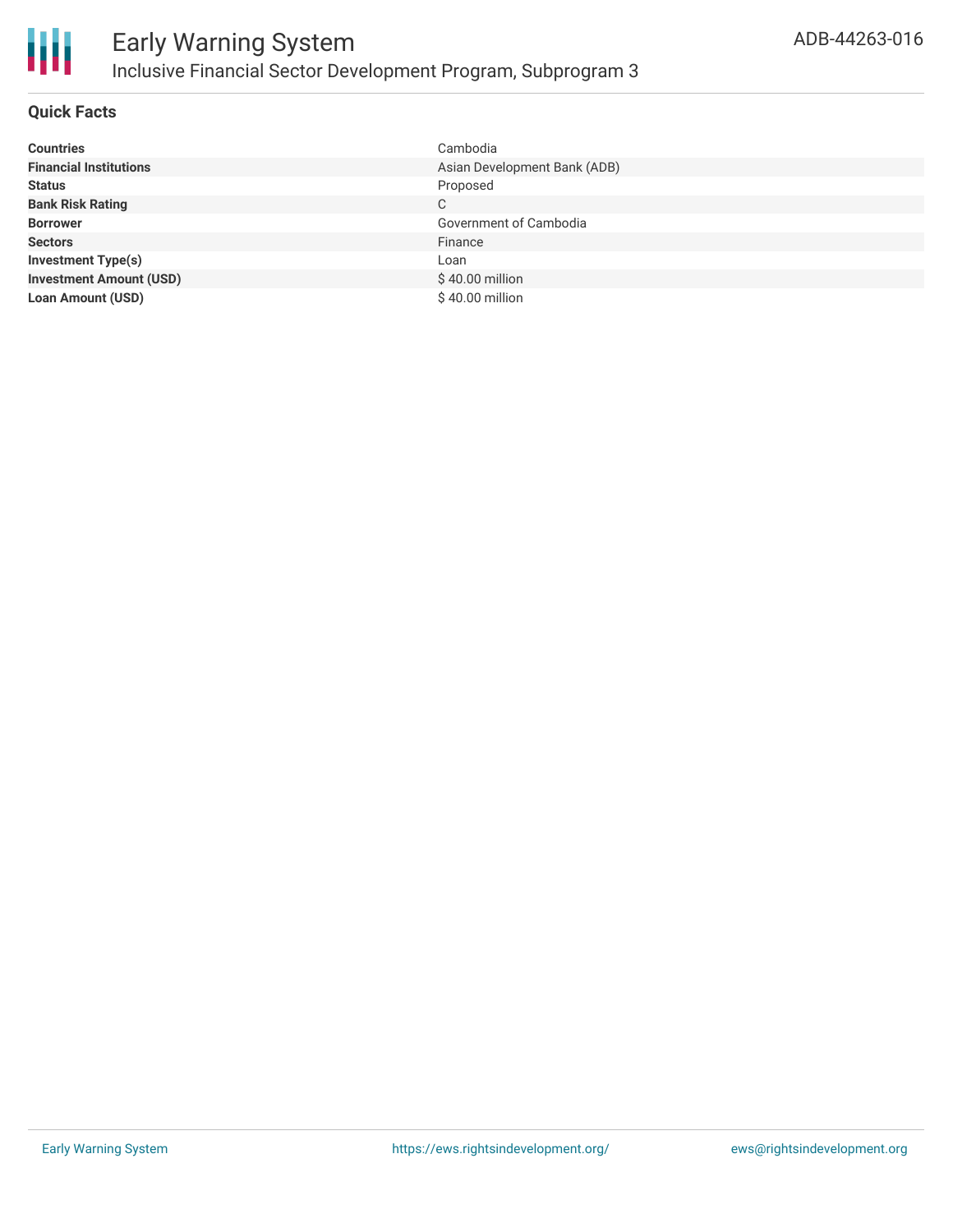# Early Warning System

## Inclusive Financial Sector Development Program, Subprogram 3

ADB-44263-016

### Quick Facts

| | |
|---|---|
| **Countries** | Cambodia |
| **Financial Institutions** | Asian Development Bank (ADB) |
| **Status** | Proposed |
| **Bank Risk Rating** | C |
| **Borrower** | Government of Cambodia |
| **Sectors** | Finance |
| **Investment Type(s)** | Loan |
| **Investment Amount (USD)** | $ 40.00 million |
| **Loan Amount (USD)** | $ 40.00 million |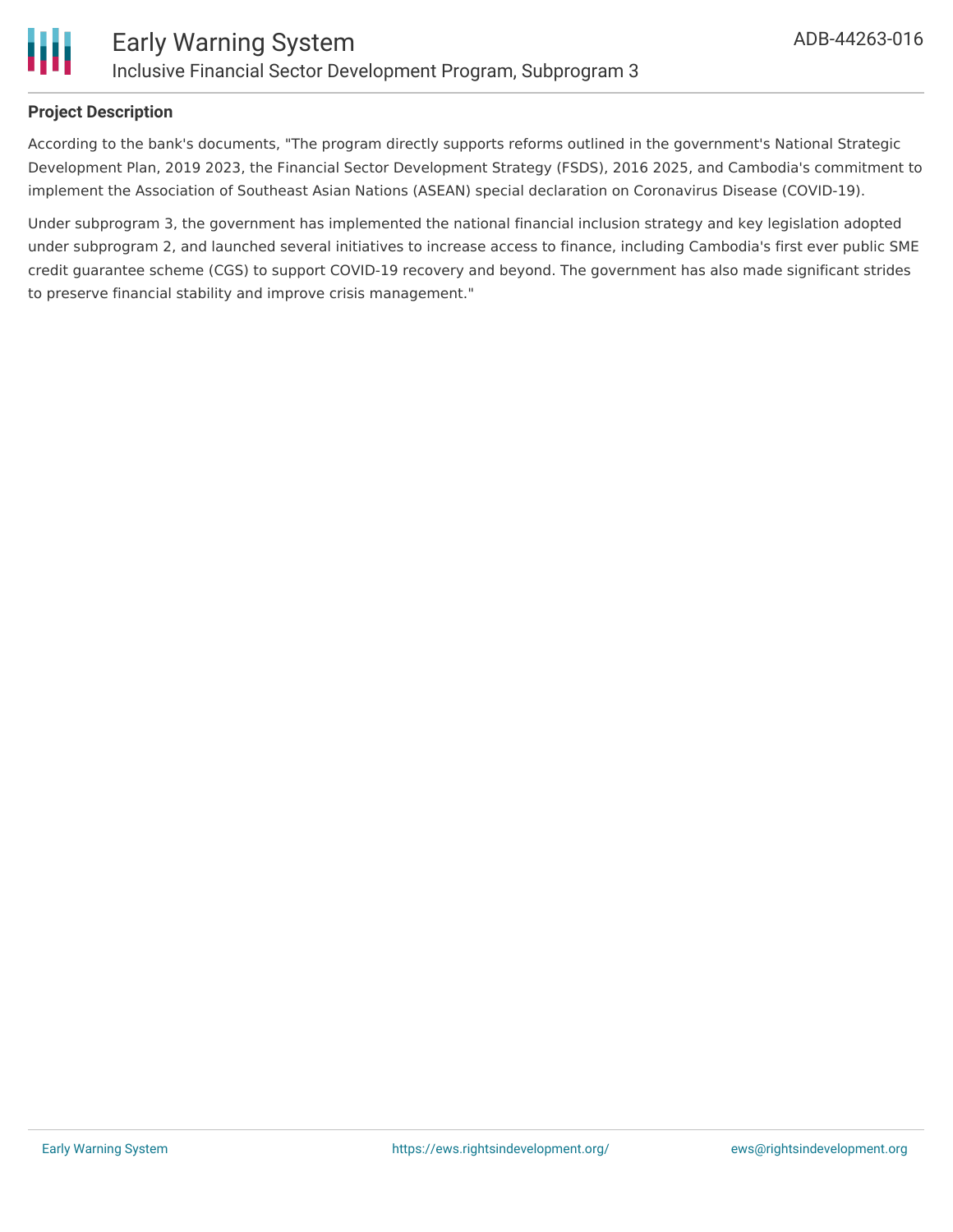**Project Description**

According to the bank's documents, "The program directly supports reforms outlined in the government's National Strategic Development Plan, 2019 2023, the Financial Sector Development Strategy (FSDS), 2016 2025, and Cambodia's commitment to implement the Association of Southeast Asian Nations (ASEAN) special declaration on Coronavirus Disease (COVID-19).

Under subprogram 3, the government has implemented the national financial inclusion strategy and key legislation adopted under subprogram 2, and launched several initiatives to increase access to finance, including Cambodia's first ever public SME credit guarantee scheme (CGS) to support COVID-19 recovery and beyond. The government has also made significant strides to preserve financial stability and improve crisis management."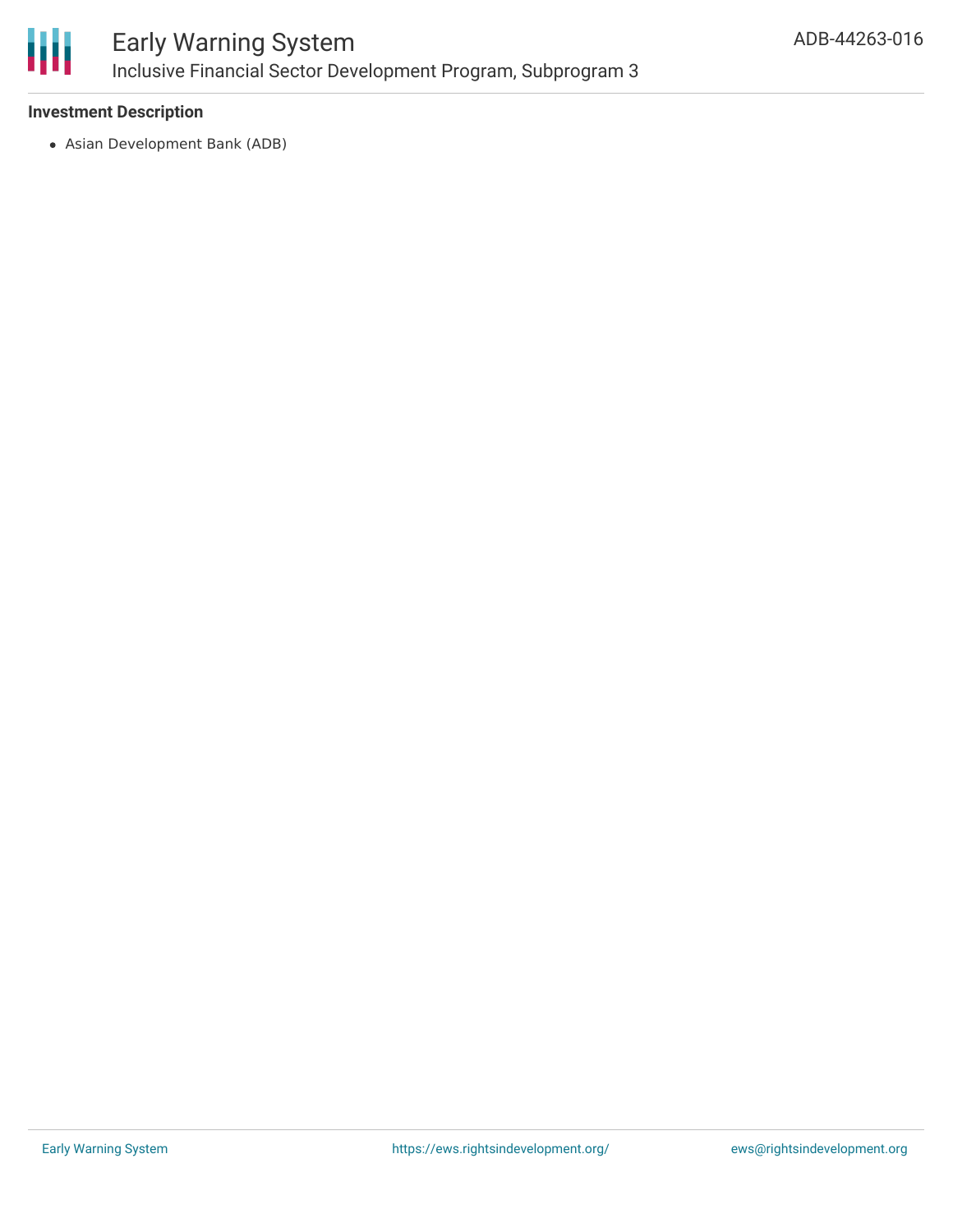### Investment Description

- Asian Development Bank (ADB)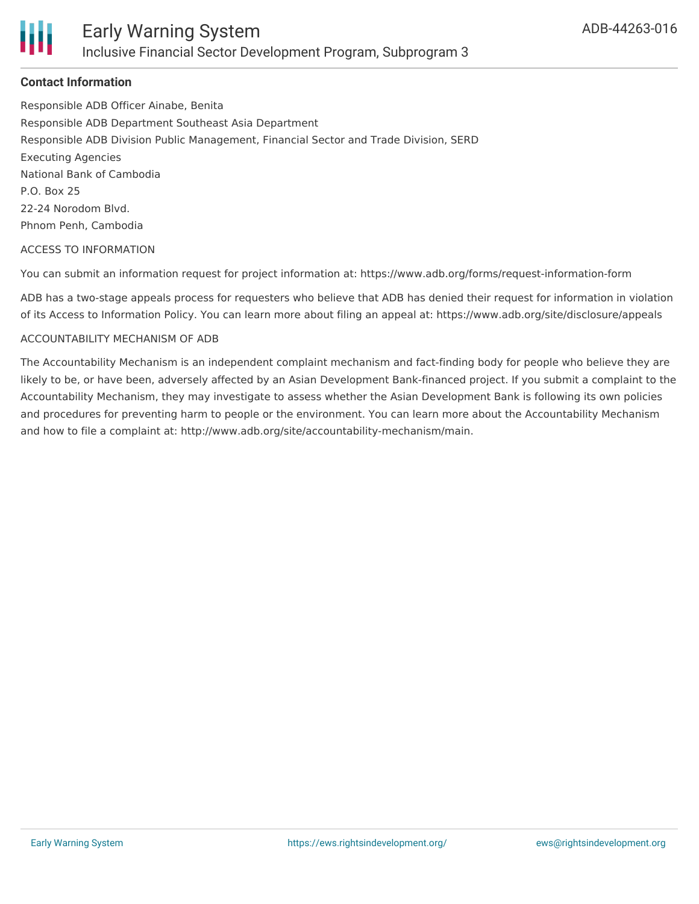**Contact Information**

Responsible ADB Officer Ainabe, Benita
Responsible ADB Department Southeast Asia Department
Responsible ADB Division Public Management, Financial Sector and Trade Division, SERD
Executing Agencies
National Bank of Cambodia
P.O. Box 25
22-24 Norodom Blvd.
Phnom Penh, Cambodia

ACCESS TO INFORMATION

You can submit an information request for project information at: https://www.adb.org/forms/request-information-form

ADB has a two-stage appeals process for requesters who believe that ADB has denied their request for information in violation of its Access to Information Policy. You can learn more about filing an appeal at: https://www.adb.org/site/disclosure/appeals

ACCOUNTABILITY MECHANISM OF ADB

The Accountability Mechanism is an independent complaint mechanism and fact-finding body for people who believe they are likely to be, or have been, adversely affected by an Asian Development Bank-financed project. If you submit a complaint to the Accountability Mechanism, they may investigate to assess whether the Asian Development Bank is following its own policies and procedures for preventing harm to people or the environment. You can learn more about the Accountability Mechanism and how to file a complaint at: http://www.adb.org/site/accountability-mechanism/main.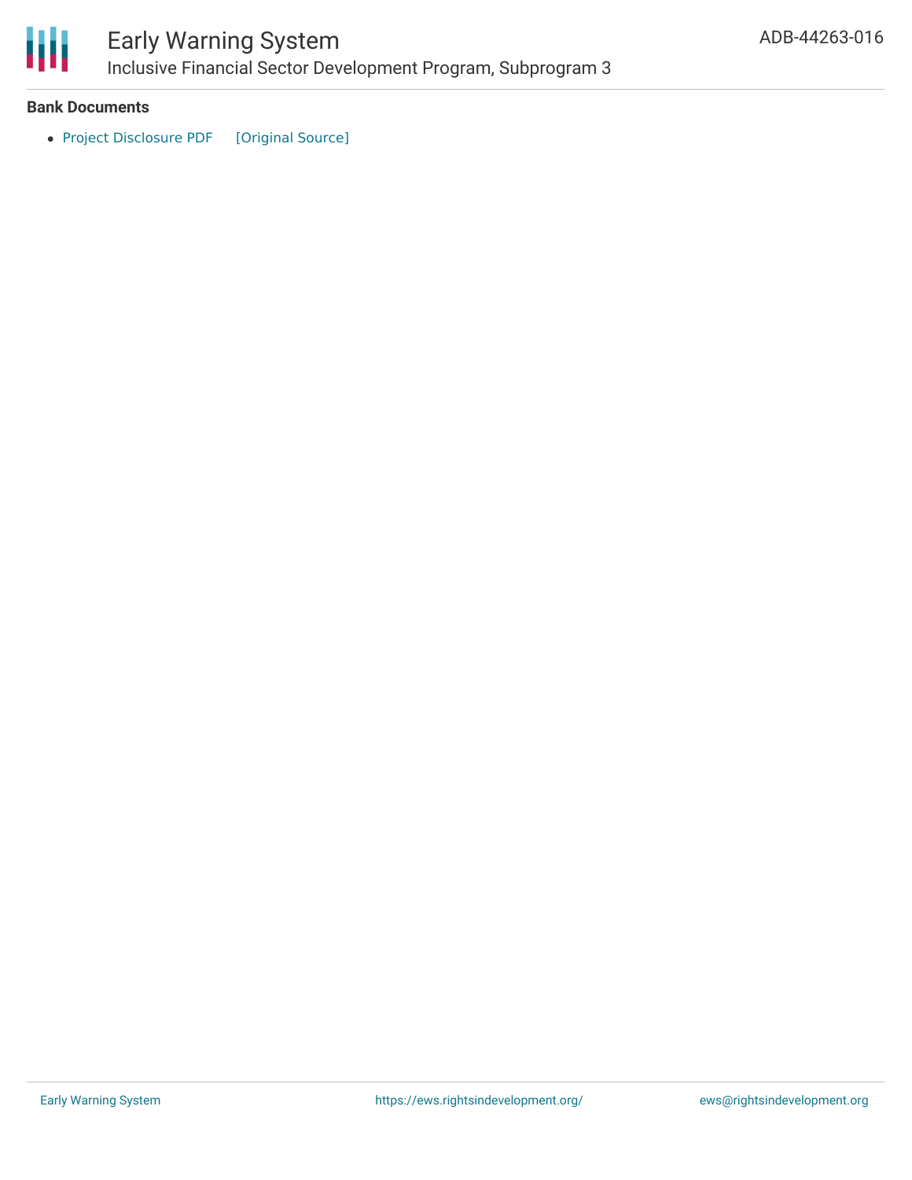**Bank Documents**

- Project Disclosure PDF [Original Source]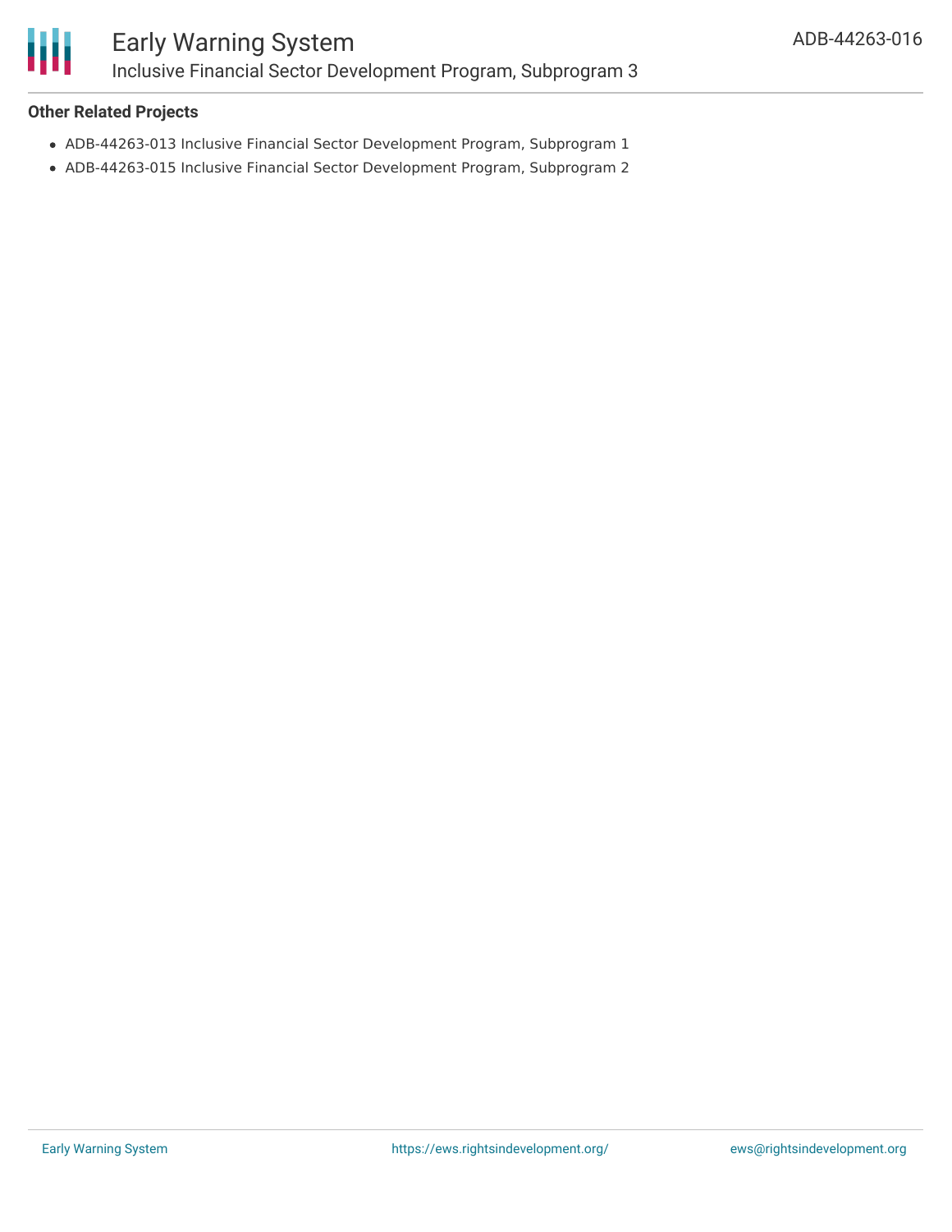### Other Related Projects

- ADB-44263-013 Inclusive Financial Sector Development Program, Subprogram 1
- ADB-44263-015 Inclusive Financial Sector Development Program, Subprogram 2